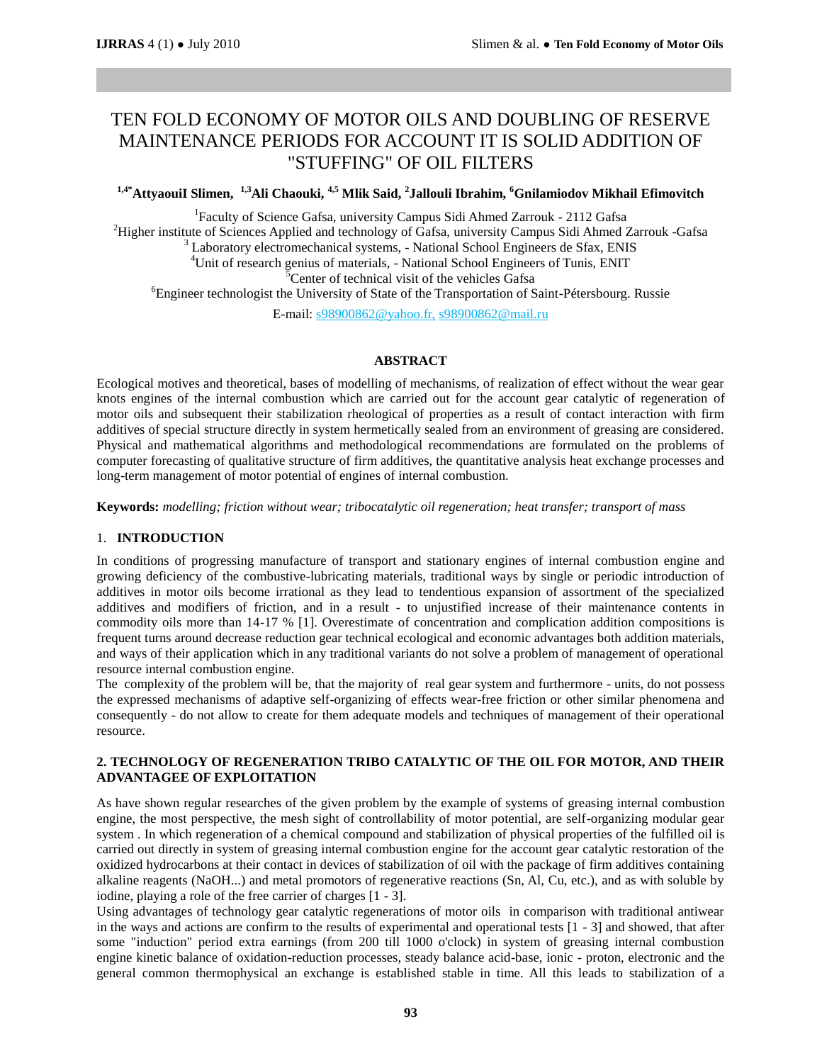# TEN FOLD ECONOMY OF MOTOR OILS AND DOUBLING OF RESERVE MAINTENANCE PERIODS FOR ACCOUNT IT IS SOLID ADDITION OF "STUFFING" OF OIL FILTERS

**[1,4*]AttyaouiI Slimen, [1,3]Ali Chaouki, [4,5] Mlik Said, [2]Jallouli Ibrahim, [6]Gnilamiodov Mikhail Efimovitch**

[1]Faculty of Science Gafsa, university Campus Sidi Ahmed Zarrouk - 2112 Gafsa
[2]Higher institute of Sciences Applied and technology of Gafsa, university Campus Sidi Ahmed Zarrouk -Gafsa
[3] Laboratory electromechanical systems, - National School Engineers de Sfax, ENIS
[4]Unit of research genius of materials, - National School Engineers of Tunis, ENIT
[5]Center of technical visit of the vehicles Gafsa
[6]Engineer technologist the University of State of the Transportation of Saint-Pétersbourg. Russie

E-mail: s98900862@yahoo.fr, s98900862@mail.ru

## ABSTRACT

Ecological motives and theoretical, bases of modelling of mechanisms, of realization of effect without the wear gear knots engines of the internal combustion which are carried out for the account gear catalytic of regeneration of motor oils and subsequent their stabilization rheological of properties as a result of contact interaction with firm additives of special structure directly in system hermetically sealed from an environment of greasing are considered. Physical and mathematical algorithms and methodological recommendations are formulated on the problems of computer forecasting of qualitative structure of firm additives, the quantitative analysis heat exchange processes and long-term management of motor potential of engines of internal combustion.

**Keywords:** *modelling; friction without wear; tribocatalytic oil regeneration; heat transfer; transport of mass*

## 1. INTRODUCTION

In conditions of progressing manufacture of transport and stationary engines of internal combustion engine and growing deficiency of the combustive-lubricating materials, traditional ways by single or periodic introduction of additives in motor oils become irrational as they lead to tendentious expansion of assortment of the specialized additives and modifiers of friction, and in a result - to unjustified increase of their maintenance contents in commodity oils more than 14-17 % [1]. Overestimate of concentration and complication addition compositions is frequent turns around decrease reduction gear technical ecological and economic advantages both addition materials, and ways of their application which in any traditional variants do not solve a problem of management of operational resource internal combustion engine.

The complexity of the problem will be, that the majority of real gear system and furthermore - units, do not possess the expressed mechanisms of adaptive self-organizing of effects wear-free friction or other similar phenomena and consequently - do not allow to create for them adequate models and techniques of management of their operational resource.

## 2. TECHNOLOGY OF REGENERATION TRIBO CATALYTIC OF THE OIL FOR MOTOR, AND THEIR ADVANTAGEE OF EXPLOITATION

As have shown regular researches of the given problem by the example of systems of greasing internal combustion engine, the most perspective, the mesh sight of controllability of motor potential, are self-organizing modular gear system . In which regeneration of a chemical compound and stabilization of physical properties of the fulfilled oil is carried out directly in system of greasing internal combustion engine for the account gear catalytic restoration of the oxidized hydrocarbons at their contact in devices of stabilization of oil with the package of firm additives containing alkaline reagents (NaOH...) and metal promotors of regenerative reactions (Sn, Al, Cu, etc.), and as with soluble by iodine, playing a role of the free carrier of charges [1 - 3].

Using advantages of technology gear catalytic regenerations of motor oils in comparison with traditional antiwear in the ways and actions are confirm to the results of experimental and operational tests [1 - 3] and showed, that after some "induction" period extra earnings (from 200 till 1000 o'clock) in system of greasing internal combustion engine kinetic balance of oxidation-reduction processes, steady balance acid-base, ionic - proton, electronic and the general common thermophysical an exchange is established stable in time. All this leads to stabilization of a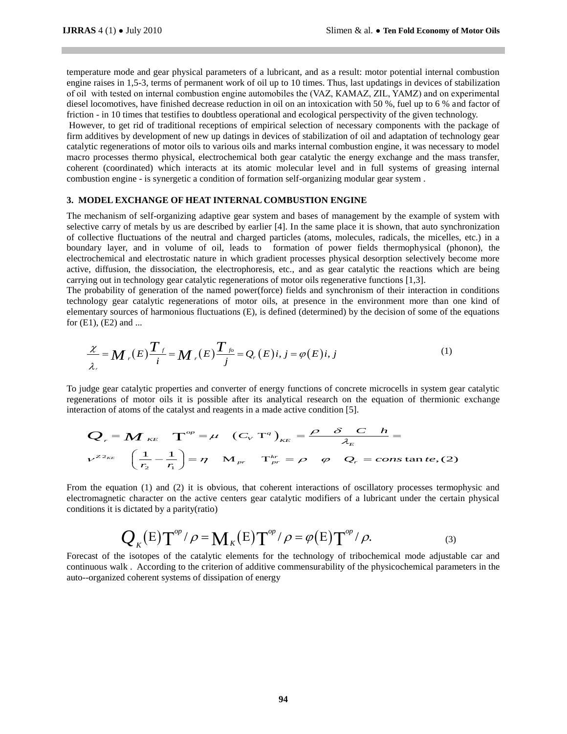temperature mode and gear physical parameters of a lubricant, and as a result: motor potential internal combustion engine raises in 1,5-3, terms of permanent work of oil up to 10 times. Thus, last updatings in devices of stabilization of oil with tested on internal combustion engine automobiles the (VAZ, KAMAZ, ZIL, YAMZ) and on experimental diesel locomotives, have finished decrease reduction in oil on an intoxication with 50 %, fuel up to 6 % and factor of friction - in 10 times that testifies to doubtless operational and ecological perspectivity of the given technology.

However, to get rid of traditional receptions of empirical selection of necessary components with the package of firm additives by development of new up datings in devices of stabilization of oil and adaptation of technology gear catalytic regenerations of motor oils to various oils and marks internal combustion engine, it was necessary to model macro processes thermo physical, electrochemical both gear catalytic the energy exchange and the mass transfer, coherent (coordinated) which interacts at its atomic molecular level and in full systems of greasing internal combustion engine - is synergetic a condition of formation self-organizing modular gear system .

### 3. MODEL EXCHANGE OF HEAT INTERNAL COMBUSTION ENGINE

The mechanism of self-organizing adaptive gear system and bases of management by the example of system with selective carry of metals by us are described by earlier [4]. In the same place it is shown, that auto synchronization of collective fluctuations of the neutral and charged particles (atoms, molecules, radicals, the micelles, etc.) in a boundary layer, and in volume of oil, leads to formation of power fields thermophysical (phonon), the electrochemical and electrostatic nature in which gradient processes physical desorption selectively become more active, diffusion, the dissociation, the electrophoresis, etc., and as gear catalytic the reactions which are being carrying out in technology gear catalytic regenerations of motor oils regenerative functions [1,3].

The probability of generation of the named power(force) fields and synchronism of their interaction in conditions technology gear catalytic regenerations of motor oils, at presence in the environment more than one kind of elementary sources of harmonious fluctuations (E), is defined (determined) by the decision of some of the equations for (E1), (E2) and ...

$$\frac{\chi}{\lambda_r} = M_r(E)\frac{T_f}{i} = M_r(E)\frac{T_{fo}}{j} = Q_r(E)i, j = \varphi(E)i, j \tag{1}$$

To judge gear catalytic properties and converter of energy functions of concrete microcells in system gear catalytic regenerations of motor oils it is possible after its analytical research on the equation of thermionic exchange interaction of atoms of the catalyst and reagents in a made active condition [5].

$$Q_r = M_{KE} \quad T^{op} = \mu \quad (C_V\, T^q)_{KE} = \frac{\rho \quad \delta \quad C \quad h}{\lambda_E} =$$
$$\nu^{Z2_{KE}} \quad \left(\frac{1}{r_2} - \frac{1}{r_1}\right) = \eta \quad M_{pr} \quad T^{kr}_{pr} = \rho \quad \varphi \quad Q_r = constante, (2)$$

From the equation (1) and (2) it is obvious, that coherent interactions of oscillatory processes termophysic and electromagnetic character on the active centers gear catalytic modifiers of a lubricant under the certain physical conditions it is dictated by a parity(ratio)

$$Q_K(E)T^{op}/\rho = M_K(E)T^{op}/\rho = \varphi(E)T^{op}/\rho. \tag{3}$$

Forecast of the isotopes of the catalytic elements for the technology of tribochemical mode adjustable car and continuous walk . According to the criterion of additive commensurability of the physicochemical parameters in the auto--organized coherent systems of dissipation of energy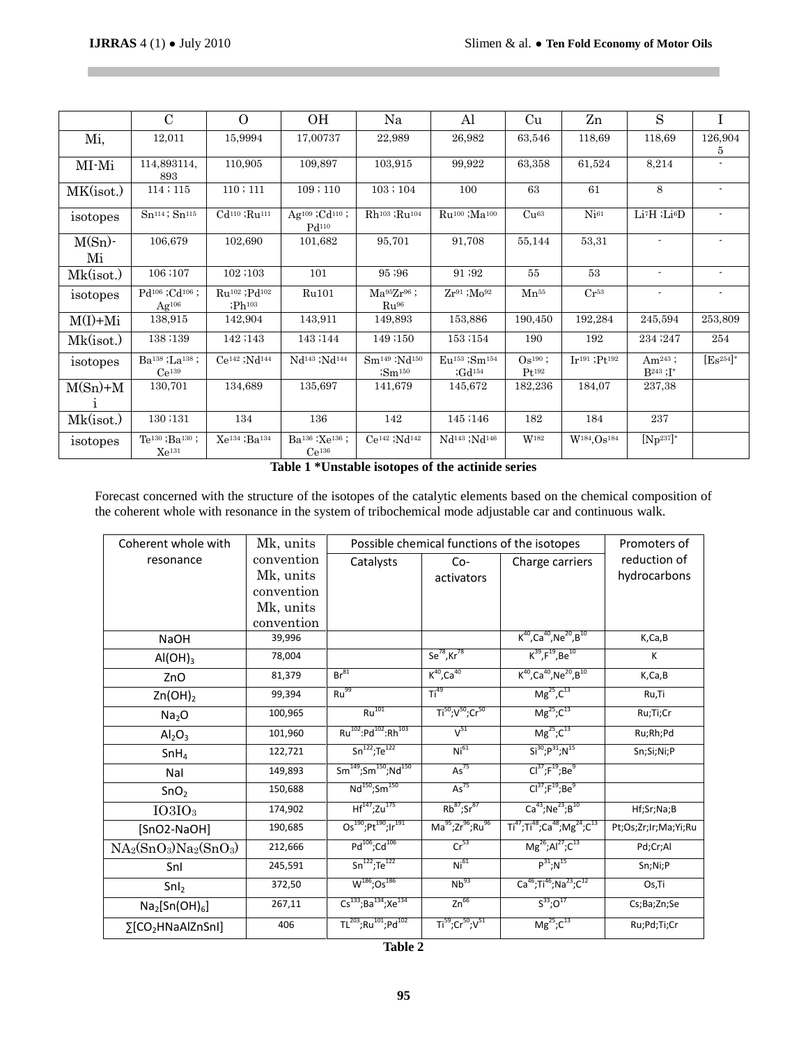| | C | O | OH | Na | Al | Cu | Zn | S | I |
|---|---|---|---|---|---|---|---|---|---|
| Mi, | 12,011 | 15,9994 | 17,00737 | 22,989 | 26,982 | 63,546 | 118,69 | 118,69 | 126,9045 |
| MI-Mi | 114,893114,893 | 110,905 | 109,897 | 103,915 | 99,922 | 63,358 | 61,524 | 8,214 | - |
| MK(isot.) | 114 ; 115 | 110 ; 111 | 109 ; 110 | 103 ; 104 | 100 | 63 | 61 | 8 | - |
| isotopes | $Sn^{114}$ ; $Sn^{115}$ | $Cd^{110}$ ;$Ru^{111}$ | $Ag^{109}$ ;$Cd^{110}$ ; $Pd^{110}$ | $Rh^{103}$ ;$Ru^{104}$ | $Ru^{100}$ ;$Ma^{100}$ | $Cu^{63}$ | $Ni^{61}$ | $Li^7H$ ;$Li^6D$ | - |
| M(Sn)-Mi | 106,679 | 102,690 | 101,682 | 95,701 | 91,708 | 55,144 | 53,31 | - | - |
| Mk(isot.) | 106 ;107 | 102 ;103 | 101 | 95 ;96 | 91 ;92 | 55 | 53 | - | - |
| isotopes | $Pd^{106}$ ;$Cd^{106}$ ; $Ag^{106}$ | $Ru^{102}$ ;$Pd^{102}$ ;$Ph^{103}$ | Ru101 | $Ma^{95}Zr^{96}$ ; $Ru^{96}$ | $Zr^{91}$ ;$Mo^{92}$ | $Mn^{55}$ | $Cr^{53}$ | - | - |
| M(I)+Mi | 138,915 | 142,904 | 143,911 | 149,893 | 153,886 | 190,450 | 192,284 | 245,594 | 253,809 |
| Mk(isot.) | 138 ;139 | 142 ;143 | 143 ;144 | 149 ;150 | 153 ;154 | 190 | 192 | 234 ;247 | 254 |
| isotopes | $Ba^{138}$ ;$La^{138}$ ; $Ce^{139}$ | $Ce^{142}$ ;$Nd^{144}$ | $Nd^{143}$ ;$Nd^{144}$ | $Sm^{149}$ :$Nd^{150}$ ;$Sm^{150}$ | $Eu^{153}$ ;$Sm^{154}$ ;$Gd^{154}$ | $Os^{190}$ ; $Pt^{192}$ | $Ir^{191}$ ;$Pt^{192}$ | $Am^{243}$ ; $B^{243}$ ;I* | [$Es^{254}$]* |
| M(Sn)+Mi | 130,701 | 134,689 | 135,697 | 141,679 | 145,672 | 182,236 | 184,07 | 237,38 | |
| Mk(isot.) | 130 ;131 | 134 | 136 | 142 | 145 ;146 | 182 | 184 | 237 | |
| isotopes | $Te^{130}$ ;$Ba^{130}$ ; $Xe^{131}$ | $Xe^{134}$ ;$Ba^{134}$ | $Ba^{136}$ :$Xe^{136}$ ; $Ce^{136}$ | $Ce^{142}$ ;$Nd^{142}$ | $Nd^{143}$ ;$Nd^{146}$ | $W^{182}$ | $W^{184}$,$Os^{184}$ | [$Np^{237}$]* | |

**Table 1 *Unstable isotopes of the actinide series**

Forecast concerned with the structure of the isotopes of the catalytic elements based on the chemical composition of the coherent whole with resonance in the system of tribochemical mode adjustable car and continuous walk.

| Coherent whole with resonance | Mk, units convention Mk, units convention Mk, units convention | Possible chemical functions of the isotopes | | | Promoters of reduction of hydrocarbons |
|---|---|---|---|---|---|
| | | Catalysts | Co-activators | Charge carriers | |
| NaOH | 39,996 | | | $K^{40}$,$Ca^{40}$,$Ne^{20}$,$B^{10}$ | K,Ca,B |
| $Al(OH)_3$ | 78,004 | | $Se^{78}$,$Kr^{78}$ | $K^{39}$,$F^{19}$,$Be^{10}$ | K |
| ZnO | 81,379 | $Br^{81}$ | $K^{40}$,$Ca^{40}$ | $K^{40}$,$Ca^{40}$,$Ne^{20}$,$B^{10}$ | K,Ca,B |
| $Zn(OH)_2$ | 99,394 | $Ru^{99}$ | $Ti^{49}$ | $Mg^{25}$,$C^{13}$ | Ru,Ti |
| $Na_2O$ | 100,965 | $Ru^{101}$ | $Ti^{50}$;$V^{50}$;$Cr^{50}$ | $Mg^{25}$;$C^{13}$ | Ru;Ti;Cr |
| $Al_2O_3$ | 101,960 | $Ru^{102}$:$Pd^{102}$:$Rh^{103}$ | $V^{51}$ | $Mg^{25}$;$C^{13}$ | Ru;Rh;Pd |
| $SnH_4$ | 122,721 | $Sn^{122}$;$Te^{122}$ | $Ni^{61}$ | $Si^{30}$;$P^{31}$;$N^{15}$ | Sn;Si;Ni;P |
| NaI | 149,893 | $Sm^{149}$;$Sm^{150}$;$Nd^{150}$ | $As^{75}$ | $Cl^{37}$;$F^{19}$;$Be^{9}$ | |
| $SnO_2$ | 150,688 | $Nd^{150}$;$Sm^{150}$ | $As^{75}$ | $Cl^{37}$;$F^{19}$;$Be^{9}$ | |
| $IO_3IO_3$ | 174,902 | $Hf^{147}$;$Zu^{175}$ | $Rb^{87}$;$Sr^{87}$ | $Ca^{43}$;$Ne^{23}$;$B^{10}$ | Hf;Sr;Na;B |
| [SnO2-NaOH] | 190,685 | $Os^{190}$;$Pt^{190}$;$Ir^{191}$ | $Ma^{95}$;$Zr^{96}$;$Ru^{96}$ | $Ti^{47}$;$Ti^{48}$;$Ca^{48}$;$Mg^{24}$;$C^{13}$ | Pt;Os;Zr;Ir;Ma;Yi;Ru |
| $NA_2(SnO_3)Na_2(SnO_3)$ | 212,666 | $Pd^{106}$;$Cd^{106}$ | $Cr^{53}$ | $Mg^{26}$;$Al^{27}$;$C^{13}$ | Pd;Cr;Al |
| SnI | 245,591 | $Sn^{122}$;$Te^{122}$ | $Ni^{61}$ | $P^{31}$;$N^{15}$ | Sn;Ni;P |
| $SnI_2$ | 372,50 | $W^{186}$;$Os^{186}$ | $Nb^{93}$ | $Ca^{46}$;$Ti^{46}$;$Na^{23}$;$C^{12}$ | Os,Ti |
| $Na_2[Sn(OH)_6]$ | 267,11 | $Cs^{133}$;$Ba^{134}$;$Xe^{134}$ | $Zn^{66}$ | $S^{33}$;$O^{17}$ | Cs;Ba;Zn;Se |
| ∑[$CO_2$HNaAlZnSnI] | 406 | $TL^{203}$;$Ru^{101}$;$Pd^{102}$ | $Ti^{59}$;$Cr^{50}$;$V^{51}$ | $Mg^{25}$;$C^{13}$ | Ru;Pd;Ti;Cr |

**Table 2**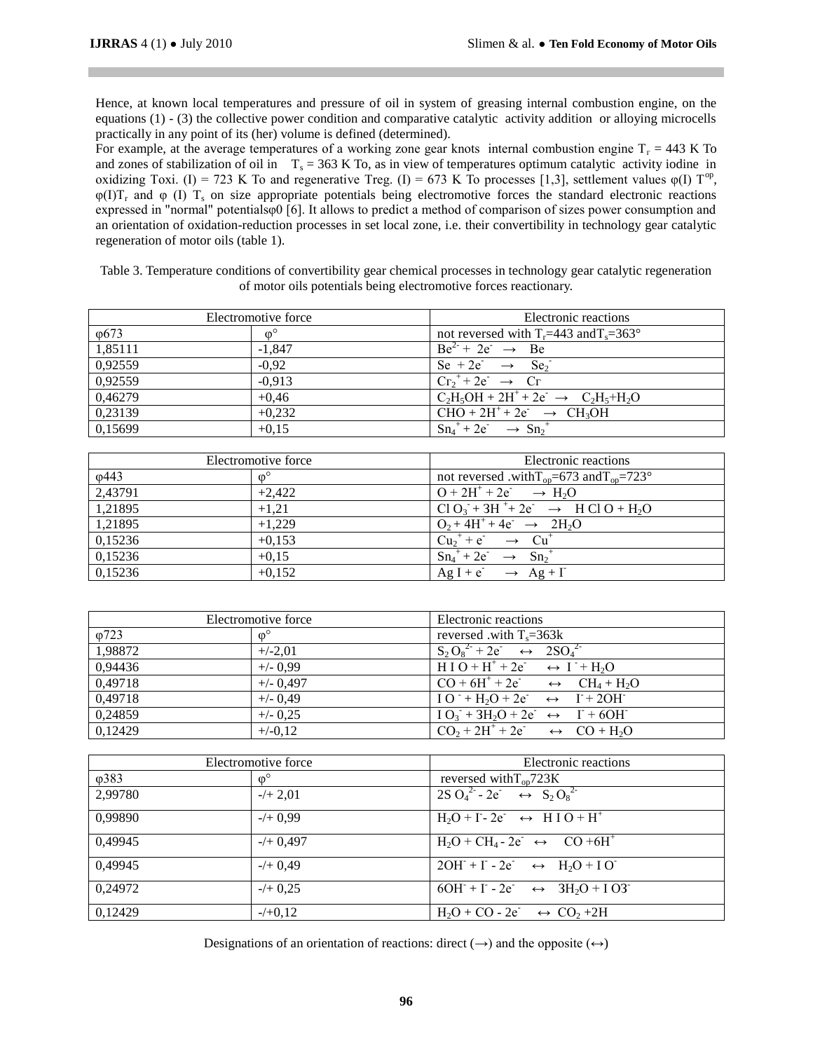Hence, at known local temperatures and pressure of oil in system of greasing internal combustion engine, on the equations (1) - (3) the collective power condition and comparative catalytic activity addition or alloying microcells practically in any point of its (her) volume is defined (determined).

For example, at the average temperatures of a working zone gear knots internal combustion engine $T_r$ = 443 K To and zones of stabilization of oil in $T_s$ = 363 K To, as in view of temperatures optimum catalytic activity iodine in oxidizing Toxi. (I) = 723 K To and regenerative Treg. (I) = 673 K To processes [1,3], settlement values $\varphi(I)\,T^{op}$, $\varphi(I)T_r$ and $\varphi$ (I) $T_s$ on size appropriate potentials being electromotive forces the standard electronic reactions expressed in "normal" potentials$\varphi 0$ [6]. It allows to predict a method of comparison of sizes power consumption and an orientation of oxidation-reduction processes in set local zone, i.e. their convertibility in technology gear catalytic regeneration of motor oils (table 1).

Table 3. Temperature conditions of convertibility gear chemical processes in technology gear catalytic regeneration of motor oils potentials being electromotive forces reactionary.

| Electromotive force | | Electronic reactions |
|---|---|---|
| φ673 | φ° | not reversed with $T_r$=443 and$T_s$=363° |
| 1,85111 | -1,847 | $Be^{2-} + 2e^- \rightarrow Be$ |
| 0,92559 | -0,92 | $Se + 2e^- \rightarrow Se_2^-$ |
| 0,92559 | -0,913 | $Cr_2^+ + 2e^- \rightarrow Cr$ |
| 0,46279 | +0,46 | $C_2H_5OH + 2H^+ + 2e^- \rightarrow C_2H_5 + H_2O$ |
| 0,23139 | +0,232 | $CHO + 2H^+ + 2e^- \rightarrow CH_3OH$ |
| 0,15699 | +0,15 | $Sn_4^+ + 2e^- \rightarrow Sn_2^+$ |

| Electromotive force | | Electronic reactions |
|---|---|---|
| φ443 | φ° | not reversed .with$T_{op}$=673 and$T_{op}$=723° |
| 2,43791 | +2,422 | $O + 2H^+ + 2e^- \rightarrow H_2O$ |
| 1,21895 | +1,21 | $ClO_3^- + 3H^+ + 2e^- \rightarrow HClO + H_2O$ |
| 1,21895 | +1,229 | $O_2 + 4H^+ + 4e^- \rightarrow 2H_2O$ |
| 0,15236 | +0,153 | $Cu_2^+ + e^- \rightarrow Cu^+$ |
| 0,15236 | +0,15 | $Sn_4^+ + 2e^- \rightarrow Sn_2^+$ |
| 0,15236 | +0,152 | $AgI + e^- \rightarrow Ag + I^-$ |

| Electromotive force | | Electronic reactions |
|---|---|---|
| φ723 | φ° | reversed .with $T_s$=363k |
| 1,98872 | +/-2,01 | $S_2O_8^{2-} + 2e^- \leftrightarrow 2SO_4^{2-}$ |
| 0,94436 | +/- 0,99 | $HIO + H^+ + 2e^- \leftrightarrow I^- + H_2O$ |
| 0,49718 | +/- 0,497 | $CO + 6H^+ + 2e^- \leftrightarrow CH_4 + H_2O$ |
| 0,49718 | +/- 0,49 | $IO^- + H_2O + 2e^- \leftrightarrow I^- + 2OH^-$ |
| 0,24859 | +/- 0,25 | $IO_3^- + 3H_2O + 2e^- \leftrightarrow I^- + 6OH^-$ |
| 0,12429 | +/-0,12 | $CO_2 + 2H^+ + 2e^- \leftrightarrow CO + H_2O$ |

| Electromotive force | | Electronic reactions |
|---|---|---|
| φ383 | φ° | reversed with$T_{op}$723K |
| 2,99780 | -/+ 2,01 | $2SO_4^{2-} - 2e^- \leftrightarrow S_2O_8^{2-}$ |
| 0,99890 | -/+ 0,99 | $H_2O + I^- - 2e^- \leftrightarrow HIO + H^+$ |
| 0,49945 | -/+ 0,497 | $H_2O + CH_4 - 2e^- \leftrightarrow CO + 6H^+$ |
| 0,49945 | -/+ 0,49 | $2OH^- + I^- - 2e^- \leftrightarrow H_2O + IO^-$ |
| 0,24972 | -/+ 0,25 | $6OH^- + I^- - 2e^- \leftrightarrow 3H_2O + IO3^-$ |
| 0,12429 | -/+0,12 | $H_2O + CO - 2e^- \leftrightarrow CO_2 + 2H$ |

Designations of an orientation of reactions: direct (→) and the opposite (↔)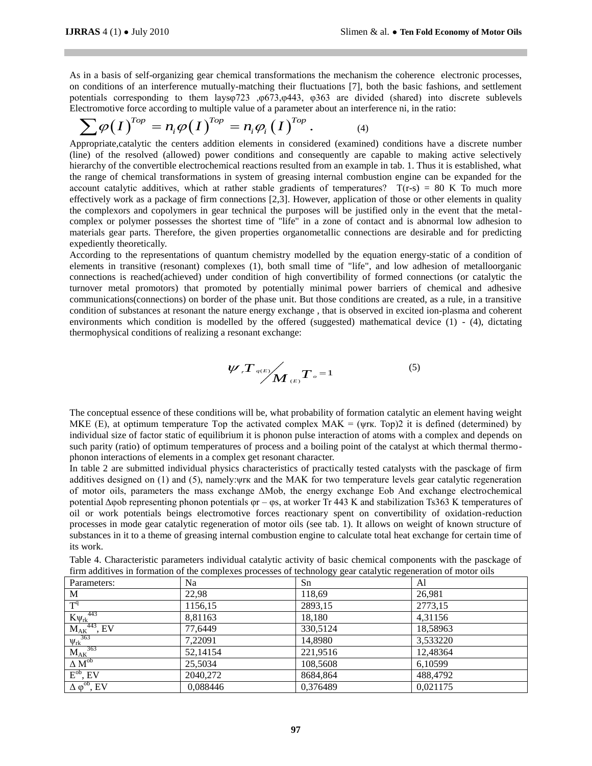As in a basis of self-organizing gear chemical transformations the mechanism the coherence electronic processes, on conditions of an interference mutually-matching their fluctuations [7], both the basic fashions, and settlement potentials corresponding to them lays$\varphi723$ ,$\varphi673$,$\varphi443$, $\varphi363$ are divided (shared) into discrete sublevels Electromotive force according to multiple value of a parameter about an interference ni, in the ratio:

$$\sum \varphi(I)^{Top} = n_i \varphi(I)^{Top} = n_i \varphi_i(I)^{Top}. \qquad (4)$$

Appropriate,catalytic the centers addition elements in considered (examined) conditions have a discrete number (line) of the resolved (allowed) power conditions and consequently are capable to making active selectively hierarchy of the convertible electrochemical reactions resulted from an example in tab. 1. Thus it is established, what the range of chemical transformations in system of greasing internal combustion engine can be expanded for the account catalytic additives, which at rather stable gradients of temperatures? T(r-s) = 80 K To much more effectively work as a package of firm connections [2,3]. However, application of those or other elements in quality the complexors and copolymers in gear technical the purposes will be justified only in the event that the metal-complex or polymer possesses the shortest time of "life" in a zone of contact and is abnormal low adhesion to materials gear parts. Therefore, the given properties organometallic connections are desirable and for predicting expediently theoretically.

According to the representations of quantum chemistry modelled by the equation energy-static of a condition of elements in transitive (resonant) complexes (1), both small time of "life", and low adhesion of metalloorganic connections is reached(achieved) under condition of high convertibility of formed connections (or catalytic the turnover metal promotors) that promoted by potentially minimal power barriers of chemical and adhesive communications(connections) on border of the phase unit. But those conditions are created, as a rule, in a transitive condition of substances at resonant the nature energy exchange , that is observed in excited ion-plasma and coherent environments which condition is modelled by the offered (suggested) mathematical device (1) - (4), dictating thermophysical conditions of realizing a resonant exchange:

$$\psi_r T_{q(E)} \Big/ M_{(E)} T_o = 1 \qquad (5)$$

The conceptual essence of these conditions will be, what probability of formation catalytic an element having weight MKE (E), at optimum temperature Top the activated complex MAK = ($\psi$rк. Top)2 it is defined (determined) by individual size of factor static of equilibrium it is phonon pulse interaction of atoms with a complex and depends on such parity (ratio) of optimum temperatures of process and a boiling point of the catalyst at which thermal thermo-phonon interactions of elements in a complex get resonant character.

In table 2 are submitted individual physics characteristics of practically tested catalysts with the pasckage of firm additives designed on (1) and (5), namely:$\psi$rк and the MAK for two temperature levels gear catalytic regeneration of motor oils, parameters the mass exchange $\Delta$Mob, the energy exchange Eob And exchange electrochemical potential $\Delta\varphi$ob representing phonon potentials $\varphi$r – $\varphi$s, at worker Tr 443 K and stabilization Ts363 K temperatures of oil or work potentials beings electromotive forces reactionary spent on convertibility of oxidation-reduction processes in mode gear catalytic regeneration of motor oils (see tab. 1). It allows on weight of known structure of substances in it to a theme of greasing internal combustion engine to calculate total heat exchange for certain time of its work.

Table 4. Characteristic parameters individual catalytic activity of basic chemical components with the pasckage of firm additives in formation of the complexes processes of technology gear catalytic regeneration of motor oils

| Parameters: | Na | Sn | Al |
|---|---|---|---|
| M | 22,98 | 118,69 | 26,981 |
| $T^q$ | 1156,15 | 2893,15 | 2773,15 |
| $K\psi_{rk}^{443}$ | 8,81163 | 18,180 | 4,31156 |
| $M_{AK}^{443}$, EV | 77,6449 | 330,5124 | 18,58963 |
| $\psi_{rk}^{363}$ | 7,22091 | 14,8980 | 3,533220 |
| $M_{AK}^{363}$ | 52,14154 | 221,9516 | 12,48364 |
| $\Delta M^{ob}$ | 25,5034 | 108,5608 | 6,10599 |
| $E^{ob}$, EV | 2040,272 | 8684,864 | 488,4792 |
| $\Delta \varphi^{ob}$, EV | 0,088446 | 0,376489 | 0,021175 |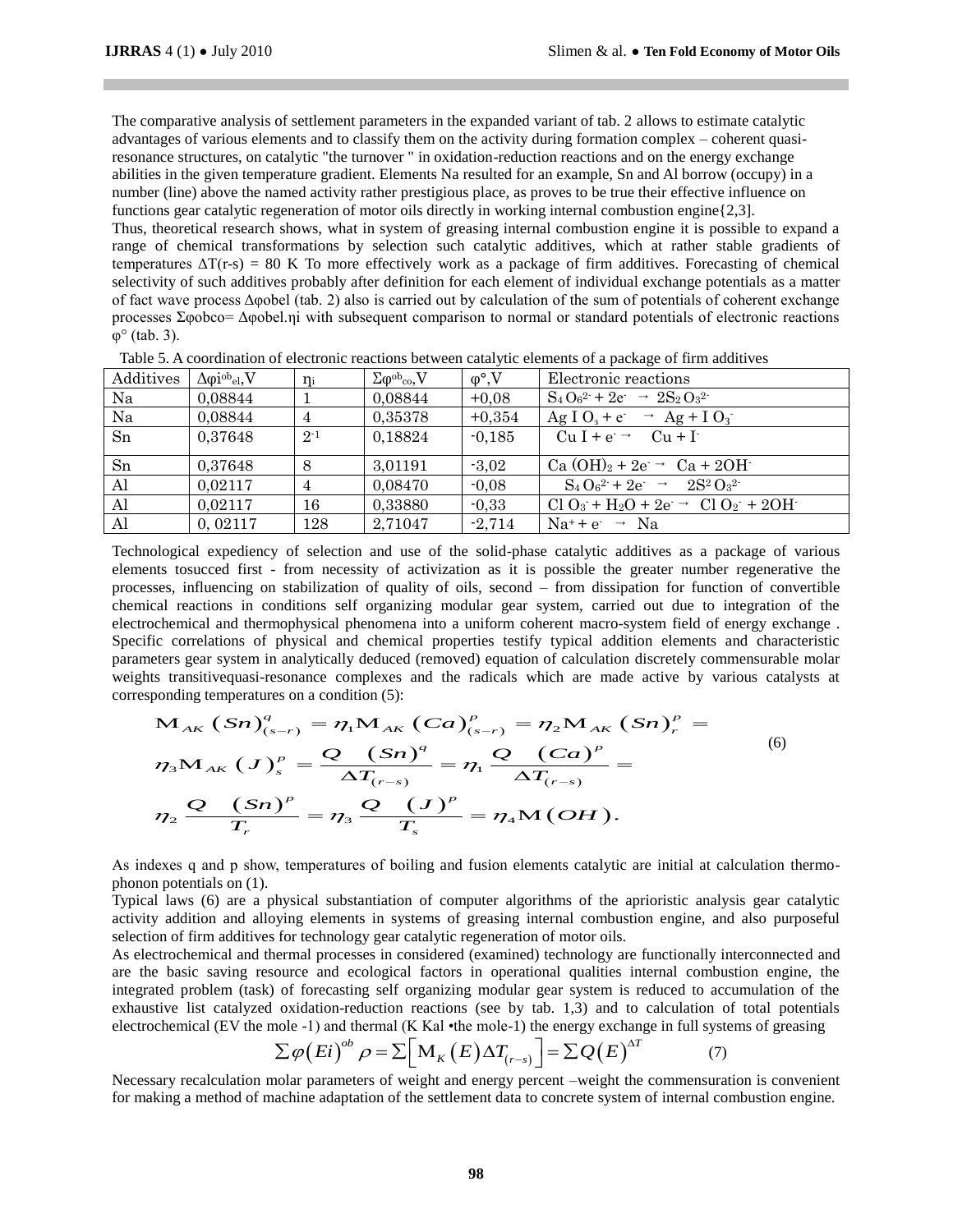The comparative analysis of settlement parameters in the expanded variant of tab. 2 allows to estimate catalytic advantages of various elements and to classify them on the activity during formation complex – coherent quasi-resonance structures, on catalytic "the turnover " in oxidation-reduction reactions and on the energy exchange abilities in the given temperature gradient. Elements Na resulted for an example, Sn and Al borrow (occupy) in a number (line) above the named activity rather prestigious place, as proves to be true their effective influence on functions gear catalytic regeneration of motor oils directly in working internal combustion engine{2,3].

Thus, theoretical research shows, what in system of greasing internal combustion engine it is possible to expand a range of chemical transformations by selection such catalytic additives, which at rather stable gradients of temperatures $\Delta T(r\text{-}s)$ = 80 K To more effectively work as a package of firm additives. Forecasting of chemical selectivity of such additives probably after definition for each element of individual exchange potentials as a matter of fact wave process $\Delta\varphi obel$ (tab. 2) also is carried out by calculation of the sum of potentials of coherent exchange processes $\Sigma\varphi obco = \Delta\varphi obel.\eta i$ with subsequent comparison to normal or standard potentials of electronic reactions $\varphi°$ (tab. 3).

Table 5. A coordination of electronic reactions between catalytic elements of a package of firm additives

| Additives | $\Delta\varphi i^{ob}{}_{el}$,V | $\eta_i$ | $\Sigma\varphi^{ob}{}_{co}$,V | $\varphi°$,V | Electronic reactions |
|---|---|---|---|---|---|
| Na | 0,08844 | 1 | 0,08844 | +0,08 | $S_4O_6^{2-} + 2e^- \rightarrow 2S_2O_3^{2-}$ |
| Na | 0,08844 | 4 | 0,35378 | +0,354 | $AgIO_3 + e^- \rightarrow Ag + IO_3^-$ |
| Sn | 0,37648 | $2^{-1}$ | 0,18824 | -0,185 | $CuI + e^- \rightarrow Cu + I^-$ |
| Sn | 0,37648 | 8 | 3,01191 | -3,02 | $Ca(OH)_2 + 2e^- \rightarrow Ca + 2OH^-$ |
| Al | 0,02117 | 4 | 0,08470 | -0,08 | $S_4O_6^{2-} + 2e^- \rightarrow 2S^2O_3^{2-}$ |
| Al | 0,02117 | 16 | 0,33880 | -0,33 | $ClO_3^- + H_2O + 2e^- \rightarrow ClO_2^- + 2OH^-$ |
| Al | 0, 02117 | 128 | 2,71047 | -2,714 | $Na^+ + e^- \rightarrow Na$ |

Technological expediency of selection and use of the solid-phase catalytic additives as a package of various elements tosucced first - from necessity of activization as it is possible the greater number regenerative the processes, influencing on stabilization of quality of oils, second – from dissipation for function of convertible chemical reactions in conditions self organizing modular gear system, carried out due to integration of the electrochemical and thermophysical phenomena into a uniform coherent macro-system field of energy exchange . Specific correlations of physical and chemical properties testify typical addition elements and characteristic parameters gear system in analytically deduced (removed) equation of calculation discretely commensurable molar weights transitivequasi-resonance complexes and the radicals which are made active by various catalysts at corresponding temperatures on a condition (5):

$$
\begin{aligned}
&M_{AK}(Sn)^{q}_{(s-r)} = \eta_1 M_{AK}(Ca)^{p}_{(s-r)} = \eta_2 M_{AK}(Sn)^{p}_{r} = \\
&\eta_3 M_{AK}(J)^{p}_{s} = \frac{Q \quad (Sn)^{q}}{\Delta T_{(r-s)}} = \eta_1 \frac{Q \quad (Ca)^{p}}{\Delta T_{(r-s)}} = \\
&\eta_2 \frac{Q \quad (Sn)^{p}}{T_r} = \eta_3 \frac{Q \quad (J)^{p}}{T_s} = \eta_4 M(OH).
\end{aligned} \tag{6}
$$

As indexes q and p show, temperatures of boiling and fusion elements catalytic are initial at calculation thermo-phonon potentials on (1).

Typical laws (6) are a physical substantiation of computer algorithms of the aprioristic analysis gear catalytic activity addition and alloying elements in systems of greasing internal combustion engine, and also purposeful selection of firm additives for technology gear catalytic regeneration of motor oils.

As electrochemical and thermal processes in considered (examined) technology are functionally interconnected and are the basic saving resource and ecological factors in operational qualities internal combustion engine, the integrated problem (task) of forecasting self organizing modular gear system is reduced to accumulation of the exhaustive list catalyzed oxidation-reduction reactions (see by tab. 1,3) and to calculation of total potentials electrochemical (EV the mole -1) and thermal (K Kal •the mole-1) the energy exchange in full systems of greasing

$$
\sum \varphi(Ei)^{ob} \rho = \sum \left[ M_K(E) \Delta T_{(r-s)} \right] = \sum Q(E)^{\Delta T} \tag{7}
$$

Necessary recalculation molar parameters of weight and energy percent –weight the commensuration is convenient for making a method of machine adaptation of the settlement data to concrete system of internal combustion engine.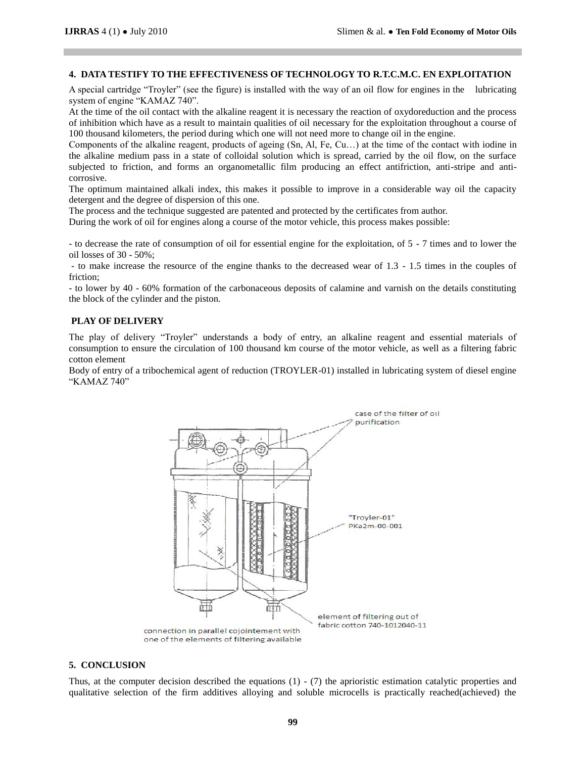## 4. DATA TESTIFY TO THE EFFECTIVENESS OF TECHNOLOGY TO R.T.C.M.C. EN EXPLOITATION

A special cartridge "Troyler" (see the figure) is installed with the way of an oil flow for engines in the lubricating system of engine "KAMAZ 740".

At the time of the oil contact with the alkaline reagent it is necessary the reaction of oxydoreduction and the process of inhibition which have as a result to maintain qualities of oil necessary for the exploitation throughout a course of 100 thousand kilometers, the period during which one will not need more to change oil in the engine.

Components of the alkaline reagent, products of ageing (Sn, Al, Fe, Cu…) at the time of the contact with iodine in the alkaline medium pass in a state of colloidal solution which is spread, carried by the oil flow, on the surface subjected to friction, and forms an organometallic film producing an effect antifriction, anti-stripe and anti-corrosive.

The optimum maintained alkali index, this makes it possible to improve in a considerable way oil the capacity detergent and the degree of dispersion of this one.

The process and the technique suggested are patented and protected by the certificates from author.

During the work of oil for engines along a course of the motor vehicle, this process makes possible:

- to decrease the rate of consumption of oil for essential engine for the exploitation, of 5 - 7 times and to lower the oil losses of 30 - 50%;
- to make increase the resource of the engine thanks to the decreased wear of 1.3 - 1.5 times in the couples of friction;
- to lower by 40 - 60% formation of the carbonaceous deposits of calamine and varnish on the details constituting the block of the cylinder and the piston.

### PLAY OF DELIVERY

The play of delivery "Troyler" understands a body of entry, an alkaline reagent and essential materials of consumption to ensure the circulation of 100 thousand km course of the motor vehicle, as well as a filtering fabric cotton element

Body of entry of a tribochemical agent of reduction (TROYLER-01) installed in lubricating system of diesel engine "KAMAZ 740"

case of the filter of oil purification

"Troyler-01" PKa2m-00-001

element of filtering out of fabric cotton 740-1012040-11

connection in parallel cojointement with one of the elements of filtering available

## 5. CONCLUSION

Thus, at the computer decision described the equations (1) - (7) the aprioristic estimation catalytic properties and qualitative selection of the firm additives alloying and soluble microcells is practically reached(achieved) the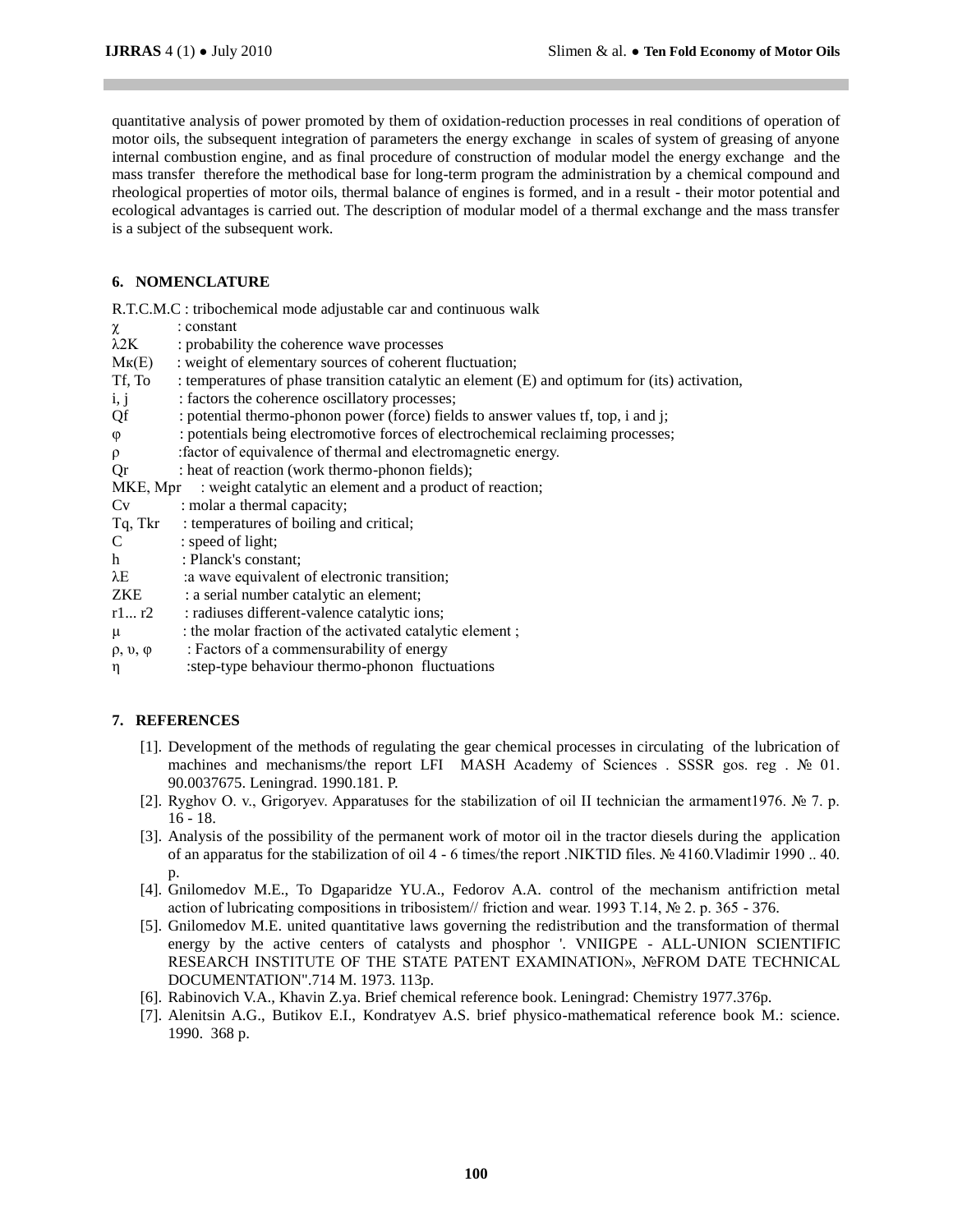quantitative analysis of power promoted by them of oxidation-reduction processes in real conditions of operation of motor oils, the subsequent integration of parameters the energy exchange in scales of system of greasing of anyone internal combustion engine, and as final procedure of construction of modular model the energy exchange and the mass transfer therefore the methodical base for long-term program the administration by a chemical compound and rheological properties of motor oils, thermal balance of engines is formed, and in a result - their motor potential and ecological advantages is carried out. The description of modular model of a thermal exchange and the mass transfer is a subject of the subsequent work.

## 6. NOMENCLATURE

R.T.C.M.C : tribochemical mode adjustable car and continuous walk

$\chi$ : constant

$\lambda 2K$ : probability the coherence wave processes

$M\kappa(E)$ : weight of elementary sources of coherent fluctuation;

Tf, To : temperatures of phase transition catalytic an element (E) and optimum for (its) activation,

i, j : factors the coherence oscillatory processes;

Qf : potential thermo-phonon power (force) fields to answer values tf, top, i and j;

$\varphi$ : potentials being electromotive forces of electrochemical reclaiming processes;

$\rho$ :factor of equivalence of thermal and electromagnetic energy.

Qr : heat of reaction (work thermo-phonon fields);

MKE, Mpr : weight catalytic an element and a product of reaction;

Cv : molar a thermal capacity;

Tq, Tkr : temperatures of boiling and critical;

C : speed of light;

h : Planck's constant;

$\lambda E$ :a wave equivalent of electronic transition;

ZKE : a serial number catalytic an element;

r1... r2 : radiuses different-valence catalytic ions;

$\mu$ : the molar fraction of the activated catalytic element ;

$\rho$, $\upsilon$, $\varphi$ : Factors of a commensurability of energy

$\eta$ :step-type behaviour thermo-phonon fluctuations

## 7. REFERENCES

[1]. Development of the methods of regulating the gear chemical processes in circulating of the lubrication of machines and mechanisms/the report LFI MASH Academy of Sciences . SSSR gos. reg . № 01. 90.0037675. Leningrad. 1990.181. P.

[2]. Ryghov O. v., Grigoryev. Apparatuses for the stabilization of oil II technician the armament1976. № 7. p. 16 - 18.

[3]. Analysis of the possibility of the permanent work of motor oil in the tractor diesels during the application of an apparatus for the stabilization of oil 4 - 6 times/the report .NIKTID files. № 4160.Vladimir 1990 .. 40. p.

[4]. Gnilomedov M.E., To Dgaparidze YU.A., Fedorov A.A. control of the mechanism antifriction metal action of lubricating compositions in tribosistem// friction and wear. 1993 T.14, № 2. p. 365 - 376.

[5]. Gnilomedov M.E. united quantitative laws governing the redistribution and the transformation of thermal energy by the active centers of catalysts and phosphor '. VNIIGPE - ALL-UNION SCIENTIFIC RESEARCH INSTITUTE OF THE STATE PATENT EXAMINATION», №FROM DATE TECHNICAL DOCUMENTATION".714 M. 1973. 113p.

[6]. Rabinovich V.A., Khavin Z.ya. Brief chemical reference book. Leningrad: Chemistry 1977.376p.

[7]. Alenitsin A.G., Butikov E.I., Kondratyev A.S. brief physico-mathematical reference book M.: science. 1990. 368 p.